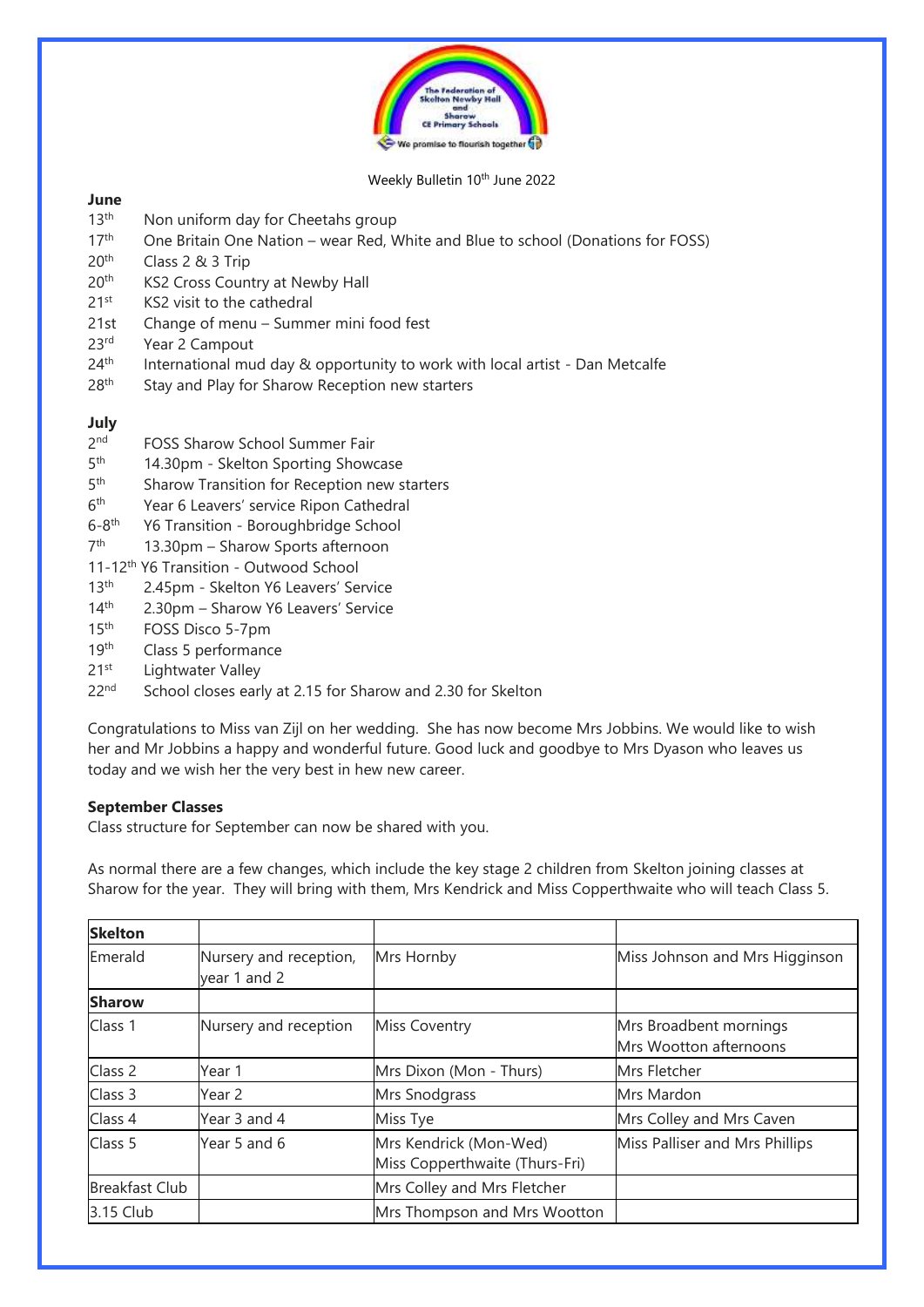Weekly Bulletin 10th June 2022

**June**

- 13th Non uniform day for Cheetahs group
- 17th One Britain One Nation – wear Red, White and Blue to school (Donations for FOSS)
- 20th Class 2 & 3 Trip
- 20th KS2 Cross Country at Newby Hall
- 21st KS2 visit to the cathedral
- 21st Change of menu – Summer mini food fest
- 23rd Year 2 Campout
- 24th International mud day & opportunity to work with local artist - Dan Metcalfe
- 28th Stay and Play for Sharow Reception new starters

**July**

- 2nd FOSS Sharow School Summer Fair
- 5th 14.30pm - Skelton Sporting Showcase
- 5th Sharow Transition for Reception new starters
- 6th Year 6 Leavers' service Ripon Cathedral
- 6-8th Y6 Transition - Boroughbridge School
- 7th 13.30pm – Sharow Sports afternoon
- 11-12th Y6 Transition - Outwood School
- 13th 2.45pm - Skelton Y6 Leavers' Service
- 14th 2.30pm – Sharow Y6 Leavers' Service
- 15th FOSS Disco 5-7pm
- 19th Class 5 performance
- 21st Lightwater Valley
- 22nd School closes early at 2.15 for Sharow and 2.30 for Skelton

Congratulations to Miss van Zijl on her wedding. She has now become Mrs Jobbins. We would like to wish her and Mr Jobbins a happy and wonderful future. Good luck and goodbye to Mrs Dyason who leaves us today and we wish her the very best in hew new career.

**September Classes**

Class structure for September can now be shared with you.

As normal there are a few changes, which include the key stage 2 children from Skelton joining classes at Sharow for the year. They will bring with them, Mrs Kendrick and Miss Copperthwaite who will teach Class 5.

| **Skelton** | | | |
|---|---|---|---|
| Emerald | Nursery and reception, year 1 and 2 | Mrs Hornby | Miss Johnson and Mrs Higginson |
| **Sharow** | | | |
| Class 1 | Nursery and reception | Miss Coventry | Mrs Broadbent mornings<br>Mrs Wootton afternoons |
| Class 2 | Year 1 | Mrs Dixon (Mon - Thurs) | Mrs Fletcher |
| Class 3 | Year 2 | Mrs Snodgrass | Mrs Mardon |
| Class 4 | Year 3 and 4 | Miss Tye | Mrs Colley and Mrs Caven |
| Class 5 | Year 5 and 6 | Mrs Kendrick (Mon-Wed)<br>Miss Copperthwaite (Thurs-Fri) | Miss Palliser and Mrs Phillips |
| Breakfast Club | | Mrs Colley and Mrs Fletcher | |
| 3.15 Club | | Mrs Thompson and Mrs Wootton | |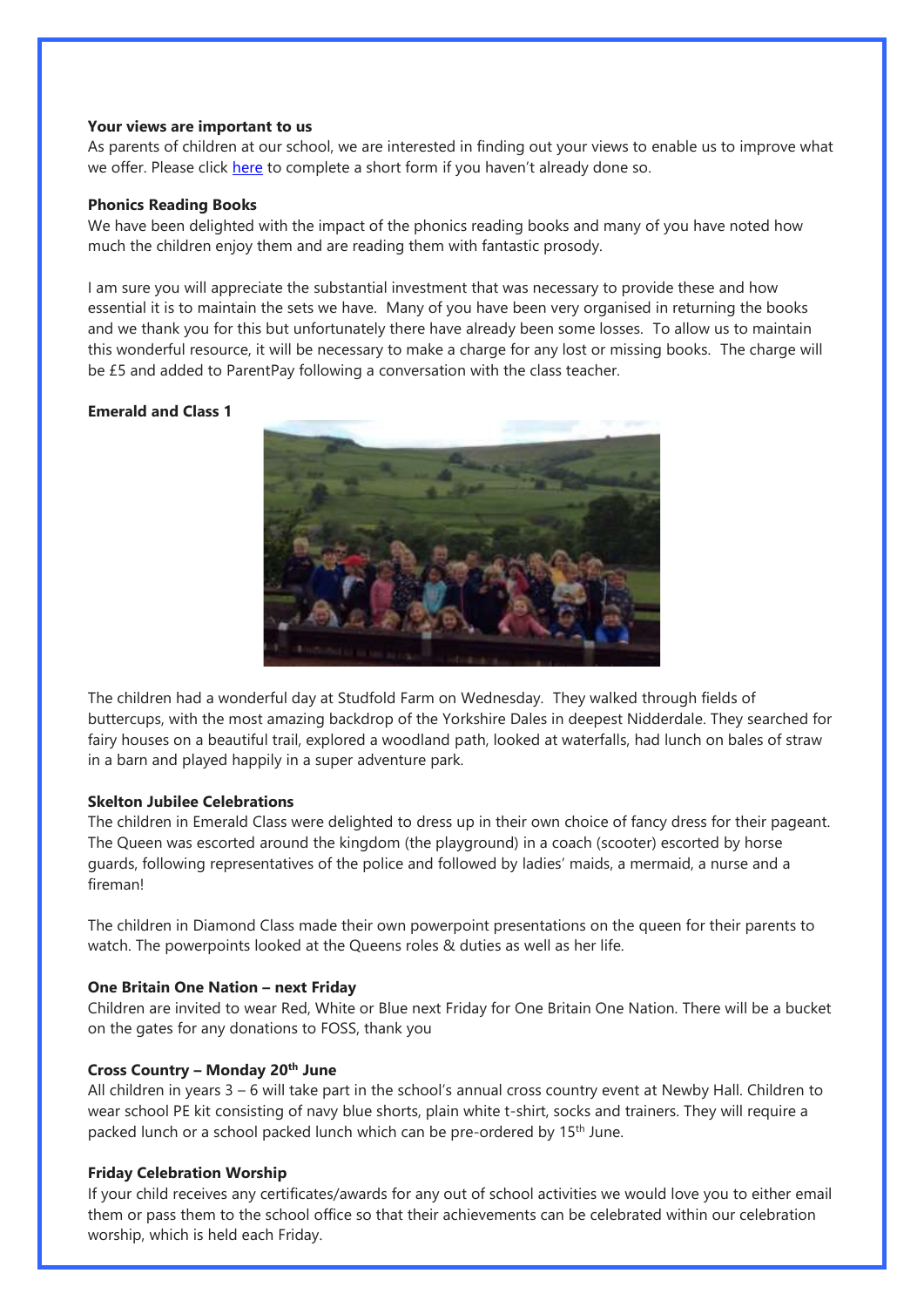**Your views are important to us**

As parents of children at our school, we are interested in finding out your views to enable us to improve what we offer. Please click here to complete a short form if you haven't already done so.

**Phonics Reading Books**

We have been delighted with the impact of the phonics reading books and many of you have noted how much the children enjoy them and are reading them with fantastic prosody.

I am sure you will appreciate the substantial investment that was necessary to provide these and how essential it is to maintain the sets we have. Many of you have been very organised in returning the books and we thank you for this but unfortunately there have already been some losses. To allow us to maintain this wonderful resource, it will be necessary to make a charge for any lost or missing books. The charge will be £5 and added to ParentPay following a conversation with the class teacher.

**Emerald and Class 1**

The children had a wonderful day at Studfold Farm on Wednesday. They walked through fields of buttercups, with the most amazing backdrop of the Yorkshire Dales in deepest Nidderdale. They searched for fairy houses on a beautiful trail, explored a woodland path, looked at waterfalls, had lunch on bales of straw in a barn and played happily in a super adventure park.

**Skelton Jubilee Celebrations**

The children in Emerald Class were delighted to dress up in their own choice of fancy dress for their pageant. The Queen was escorted around the kingdom (the playground) in a coach (scooter) escorted by horse guards, following representatives of the police and followed by ladies' maids, a mermaid, a nurse and a fireman!

The children in Diamond Class made their own powerpoint presentations on the queen for their parents to watch. The powerpoints looked at the Queens roles & duties as well as her life.

**One Britain One Nation – next Friday**

Children are invited to wear Red, White or Blue next Friday for One Britain One Nation. There will be a bucket on the gates for any donations to FOSS, thank you

**Cross Country – Monday 20th June**

All children in years 3 – 6 will take part in the school's annual cross country event at Newby Hall. Children to wear school PE kit consisting of navy blue shorts, plain white t-shirt, socks and trainers. They will require a packed lunch or a school packed lunch which can be pre-ordered by 15th June.

**Friday Celebration Worship**

If your child receives any certificates/awards for any out of school activities we would love you to either email them or pass them to the school office so that their achievements can be celebrated within our celebration worship, which is held each Friday.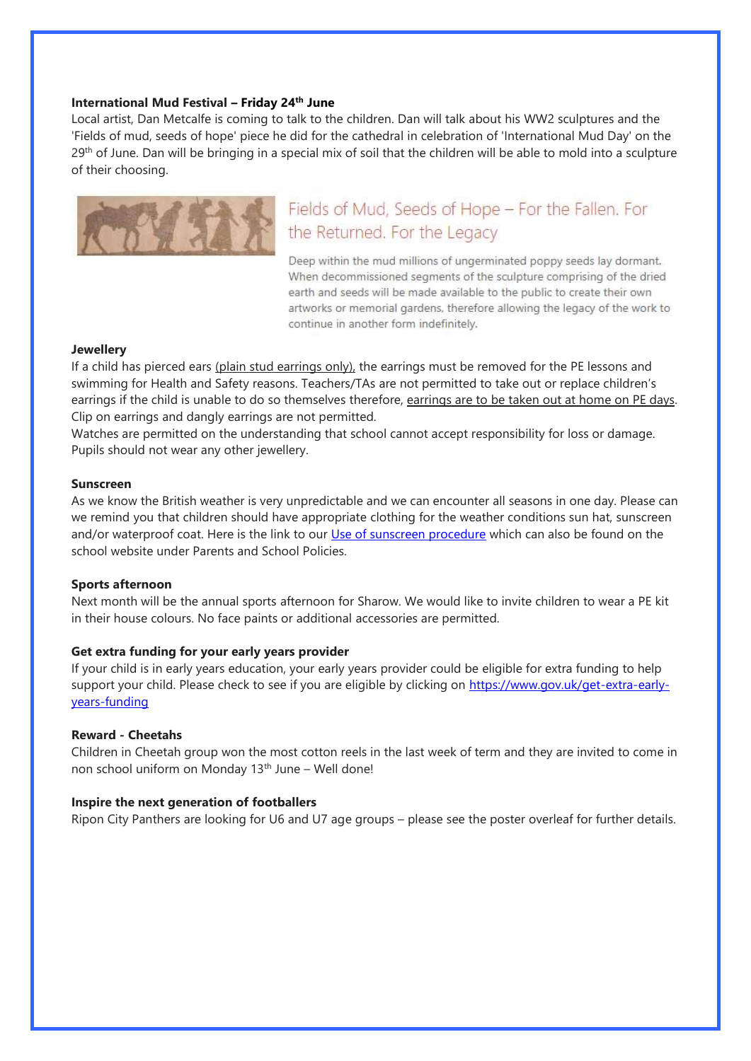**International Mud Festival – Friday 24th June**

Local artist, Dan Metcalfe is coming to talk to the children. Dan will talk about his WW2 sculptures and the 'Fields of mud, seeds of hope' piece he did for the cathedral in celebration of 'International Mud Day' on the 29th of June. Dan will be bringing in a special mix of soil that the children will be able to mold into a sculpture of their choosing.

## Fields of Mud, Seeds of Hope – For the Fallen. For the Returned. For the Legacy

Deep within the mud millions of ungerminated poppy seeds lay dormant. When decommissioned segments of the sculpture comprising of the dried earth and seeds will be made available to the public to create their own artworks or memorial gardens, therefore allowing the legacy of the work to continue in another form indefinitely.

**Jewellery**

If a child has pierced ears (plain stud earrings only), the earrings must be removed for the PE lessons and swimming for Health and Safety reasons. Teachers/TAs are not permitted to take out or replace children's earrings if the child is unable to do so themselves therefore, earrings are to be taken out at home on PE days. Clip on earrings and dangly earrings are not permitted.

Watches are permitted on the understanding that school cannot accept responsibility for loss or damage. Pupils should not wear any other jewellery.

**Sunscreen**

As we know the British weather is very unpredictable and we can encounter all seasons in one day. Please can we remind you that children should have appropriate clothing for the weather conditions sun hat, sunscreen and/or waterproof coat. Here is the link to our Use of sunscreen procedure which can also be found on the school website under Parents and School Policies.

**Sports afternoon**

Next month will be the annual sports afternoon for Sharow. We would like to invite children to wear a PE kit in their house colours. No face paints or additional accessories are permitted.

**Get extra funding for your early years provider**

If your child is in early years education, your early years provider could be eligible for extra funding to help support your child. Please check to see if you are eligible by clicking on https://www.gov.uk/get-extra-early-years-funding

**Reward - Cheetahs**

Children in Cheetah group won the most cotton reels in the last week of term and they are invited to come in non school uniform on Monday 13th June – Well done!

**Inspire the next generation of footballers**

Ripon City Panthers are looking for U6 and U7 age groups – please see the poster overleaf for further details.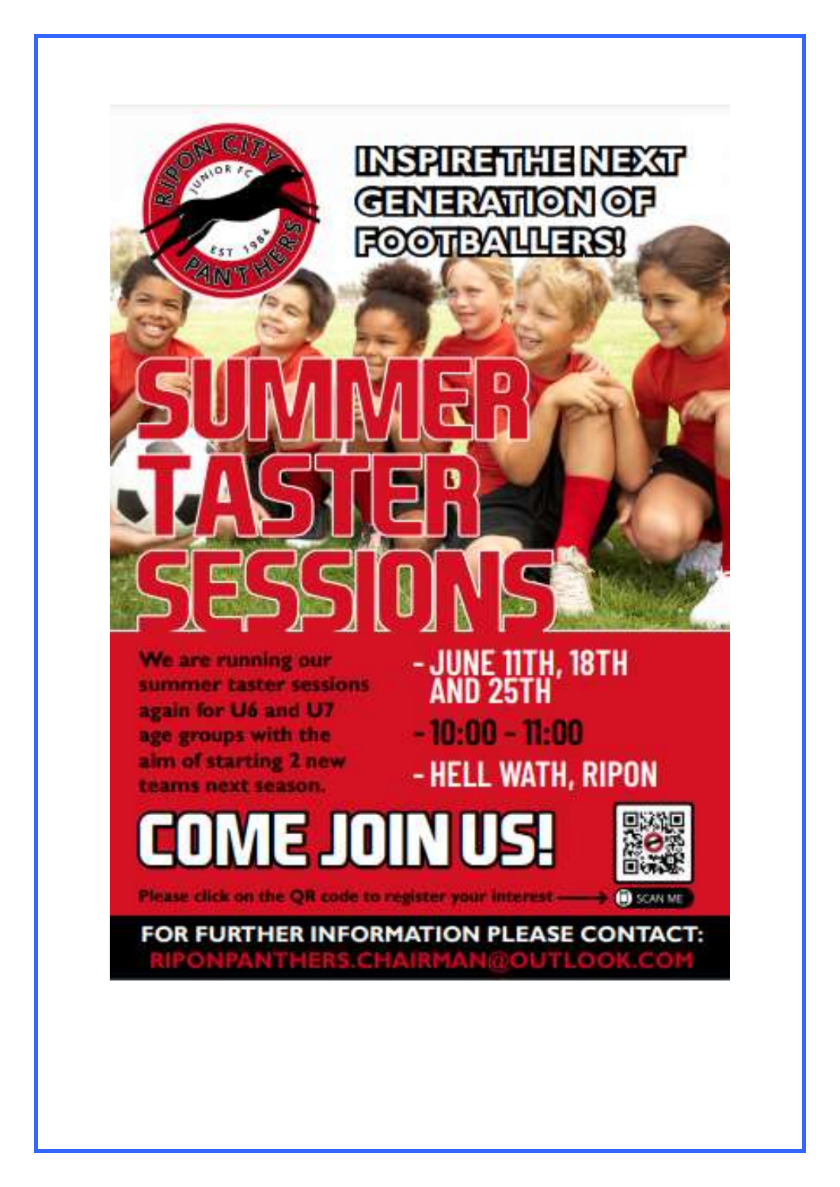# INSPIRE THE NEXT GENERATION OF FOOTBALLERS!

Ripon City Junior FC Panthers — Est 1984

# SUMMER TASTER SESSIONS

We are running our summer taster sessions again for U6 and U7 age groups with the aim of starting 2 new teams next season.

- JUNE 11TH, 18TH AND 25TH
- 10:00 – 11:00
- HELL WATH, RIPON

# COME JOIN US!

Please click on the QR code to register your interest ⟶ SCAN ME

**FOR FURTHER INFORMATION PLEASE CONTACT:**
**RIPONPANTHERS.CHAIRMAN@OUTLOOK.COM**